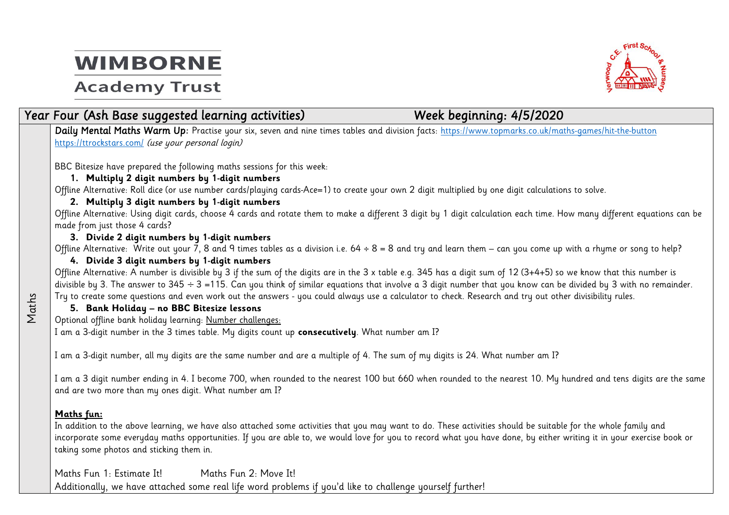**WIMBORNE**
**Academy Trust**

## Year Four (Ash Base suggested learning activities) Week beginning: 4/5/2020

### Maths

**Daily Mental Maths Warm Up**: Practise your six, seven and nine times tables and division facts: https://www.topmarks.co.uk/maths-games/hit-the-button
https://ttrockstars.com/ *(use your personal login)*

BBC Bitesize have prepared the following maths sessions for this week:

1. **Multiply 2 digit numbers by 1-digit numbers**

Offline Alternative: Roll dice (or use number cards/playing cards-Ace=1) to create your own 2 digit multiplied by one digit calculations to solve.

2. **Multiply 3 digit numbers by 1-digit numbers**

Offline Alternative: Using digit cards, choose 4 cards and rotate them to make a different 3 digit by 1 digit calculation each time. How many different equations can be made from just those 4 cards?

3. **Divide 2 digit numbers by 1-digit numbers**

Offline Alternative: Write out your 7, 8 and 9 times tables as a division i.e. 64 ÷ 8 = 8 and try and learn them – can you come up with a rhyme or song to help?

4. **Divide 3 digit numbers by 1-digit numbers**

Offline Alternative: A number is divisible by 3 if the sum of the digits are in the 3 x table e.g. 345 has a digit sum of 12 (3+4+5) so we know that this number is divisible by 3. The answer to 345 ÷ 3 =115. Can you think of similar equations that involve a 3 digit number that you know can be divided by 3 with no remainder. Try to create some questions and even work out the answers - you could always use a calculator to check. Research and try out other divisibility rules.

5. **Bank Holiday – no BBC Bitesize lessons**

Optional offline bank holiday learning: Number challenges:

I am a 3-digit number in the 3 times table. My digits count up **consecutively**. What number am I?

I am a 3-digit number, all my digits are the same number and are a multiple of 4. The sum of my digits is 24. What number am I?

I am a 3 digit number ending in 4. I become 700, when rounded to the nearest 100 but 660 when rounded to the nearest 10. My hundred and tens digits are the same and are two more than my ones digit. What number am I?

**Maths fun:**

In addition to the above learning, we have also attached some activities that you may want to do. These activities should be suitable for the whole family and incorporate some everyday maths opportunities. If you are able to, we would love for you to record what you have done, by either writing it in your exercise book or taking some photos and sticking them in.

Maths Fun 1: Estimate It! Maths Fun 2: Move It!

Additionally, we have attached some real life word problems if you'd like to challenge yourself further!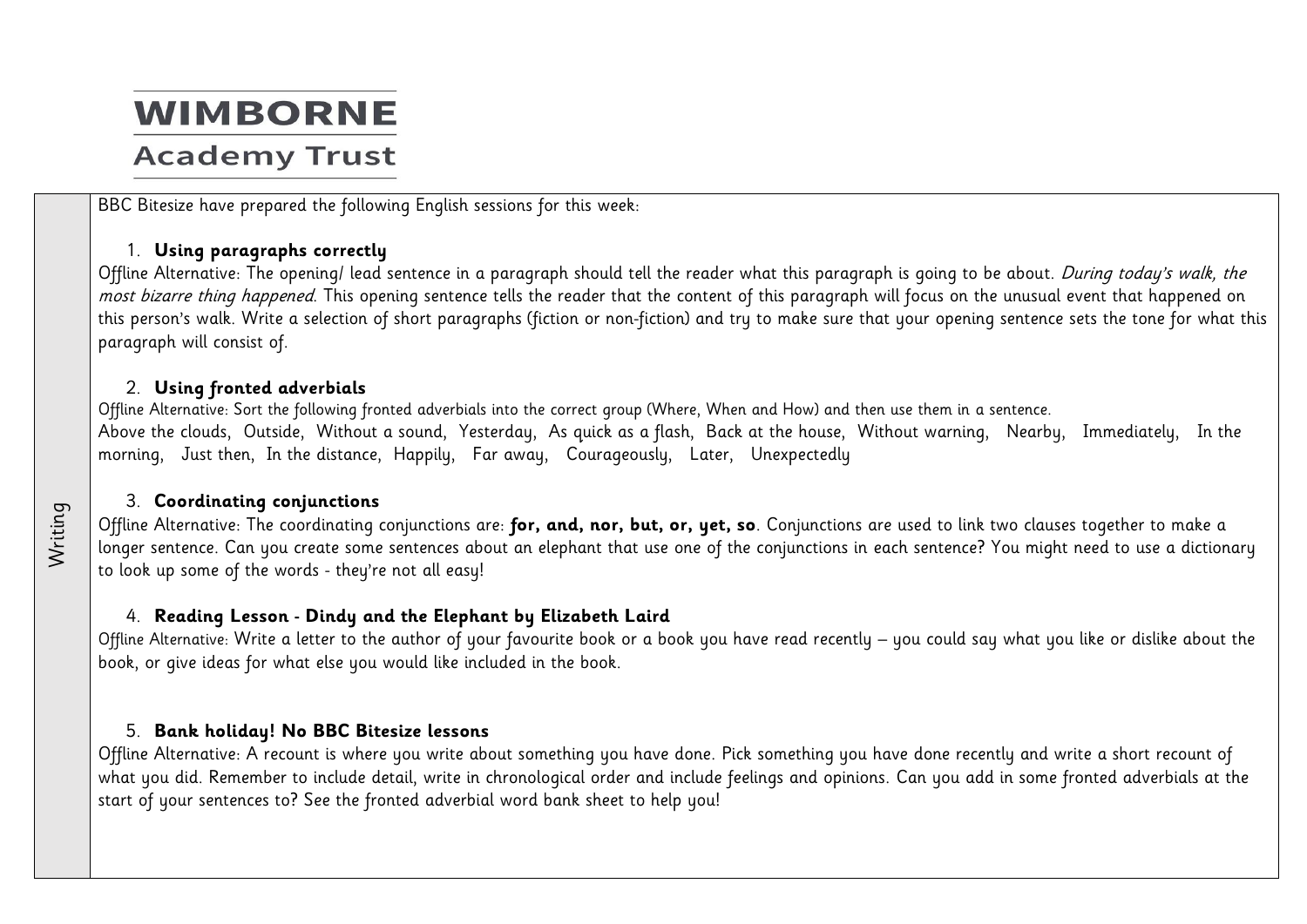# WIMBORNE
## Academy Trust

**Writing**

BBC Bitesize have prepared the following English sessions for this week:

1. **Using paragraphs correctly**

Offline Alternative: The opening/ lead sentence in a paragraph should tell the reader what this paragraph is going to be about. *During today's walk, the most bizarre thing happened*. This opening sentence tells the reader that the content of this paragraph will focus on the unusual event that happened on this person's walk. Write a selection of short paragraphs (fiction or non-fiction) and try to make sure that your opening sentence sets the tone for what this paragraph will consist of.

2. **Using fronted adverbials**

Offline Alternative: Sort the following fronted adverbials into the correct group (Where, When and How) and then use them in a sentence.
Above the clouds, Outside, Without a sound, Yesterday, As quick as a flash, Back at the house, Without warning, Nearby, Immediately, In the morning, Just then, In the distance, Happily, Far away, Courageously, Later, Unexpectedly

3. **Coordinating conjunctions**

Offline Alternative: The coordinating conjunctions are: **for, and, nor, but, or, yet, so**. Conjunctions are used to link two clauses together to make a longer sentence. Can you create some sentences about an elephant that use one of the conjunctions in each sentence? You might need to use a dictionary to look up some of the words - they're not all easy!

4. **Reading Lesson - Dindy and the Elephant by Elizabeth Laird**

Offline Alternative: Write a letter to the author of your favourite book or a book you have read recently – you could say what you like or dislike about the book, or give ideas for what else you would like included in the book.

5. **Bank holiday! No BBC Bitesize lessons**

Offline Alternative: A recount is where you write about something you have done. Pick something you have done recently and write a short recount of what you did. Remember to include detail, write in chronological order and include feelings and opinions. Can you add in some fronted adverbials at the start of your sentences to? See the fronted adverbial word bank sheet to help you!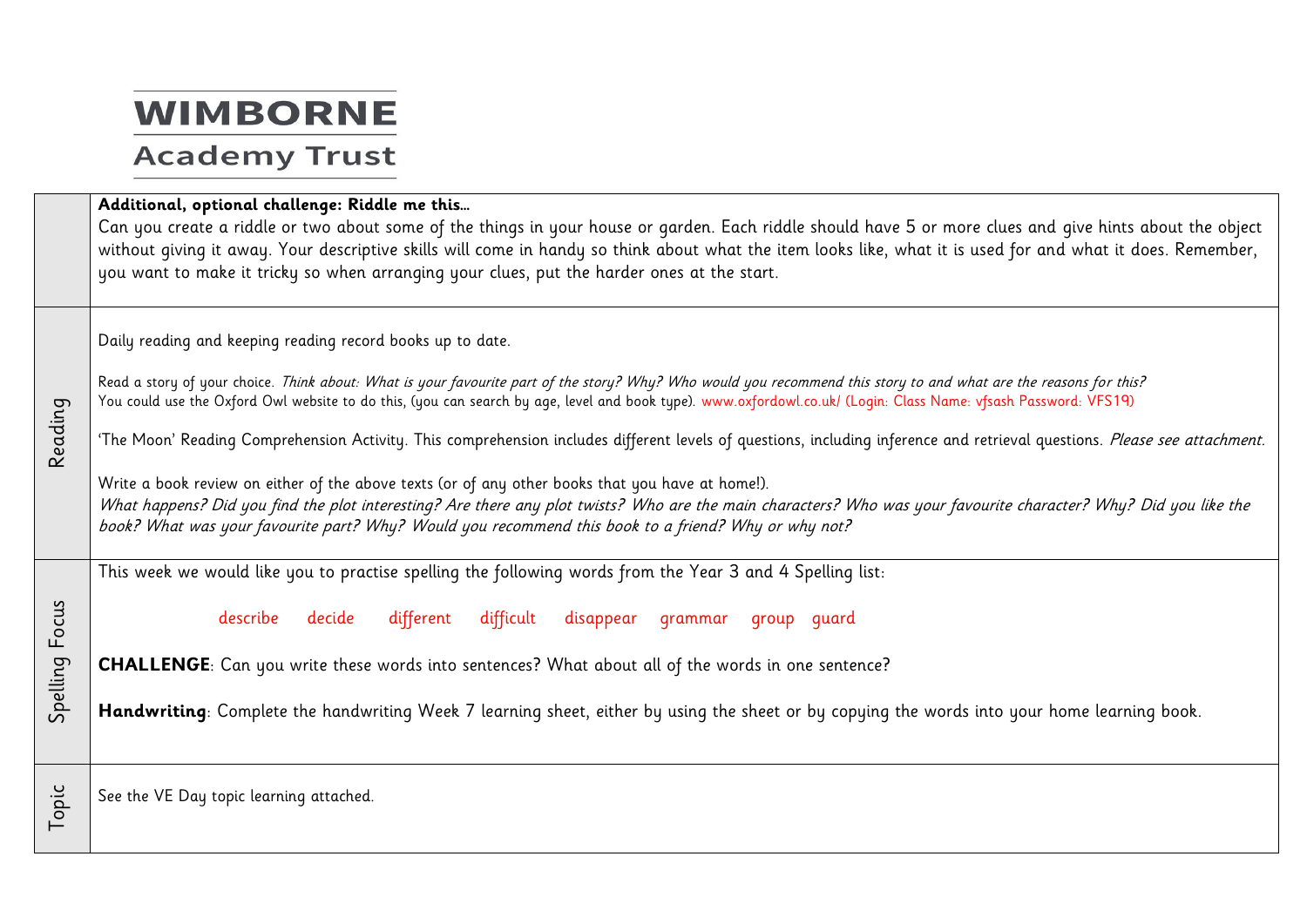**WIMBORNE**
**Academy Trust**

| | |
|---|---|
| | **Additional, optional challenge: Riddle me this…**<br>Can you create a riddle or two about some of the things in your house or garden. Each riddle should have 5 or more clues and give hints about the object without giving it away. Your descriptive skills will come in handy so think about what the item looks like, what it is used for and what it does. Remember, you want to make it tricky so when arranging your clues, put the harder ones at the start. |
| Reading | Daily reading and keeping reading record books up to date.<br><br>Read a story of your choice. *Think about: What is your favourite part of the story? Why? Who would you recommend this story to and what are the reasons for this?*<br>You could use the Oxford Owl website to do this, (you can search by age, level and book type). www.oxfordowl.co.uk/ (Login: Class Name: vfsash Password: VFS19)<br><br>'The Moon' Reading Comprehension Activity. This comprehension includes different levels of questions, including inference and retrieval questions. *Please see attachment.*<br><br>Write a book review on either of the above texts (or of any other books that you have at home!).<br>*What happens? Did you find the plot interesting? Are there any plot twists? Who are the main characters? Who was your favourite character? Why? Did you like the book? What was your favourite part? Why? Would you recommend this book to a friend? Why or why not?* |
| Spelling Focus | This week we would like you to practise spelling the following words from the Year 3 and 4 Spelling list:<br><br>describe decide different difficult disappear grammar group guard<br><br>**CHALLENGE**: Can you write these words into sentences? What about all of the words in one sentence?<br><br>**Handwriting**: Complete the handwriting Week 7 learning sheet, either by using the sheet or by copying the words into your home learning book. |
| Topic | See the VE Day topic learning attached. |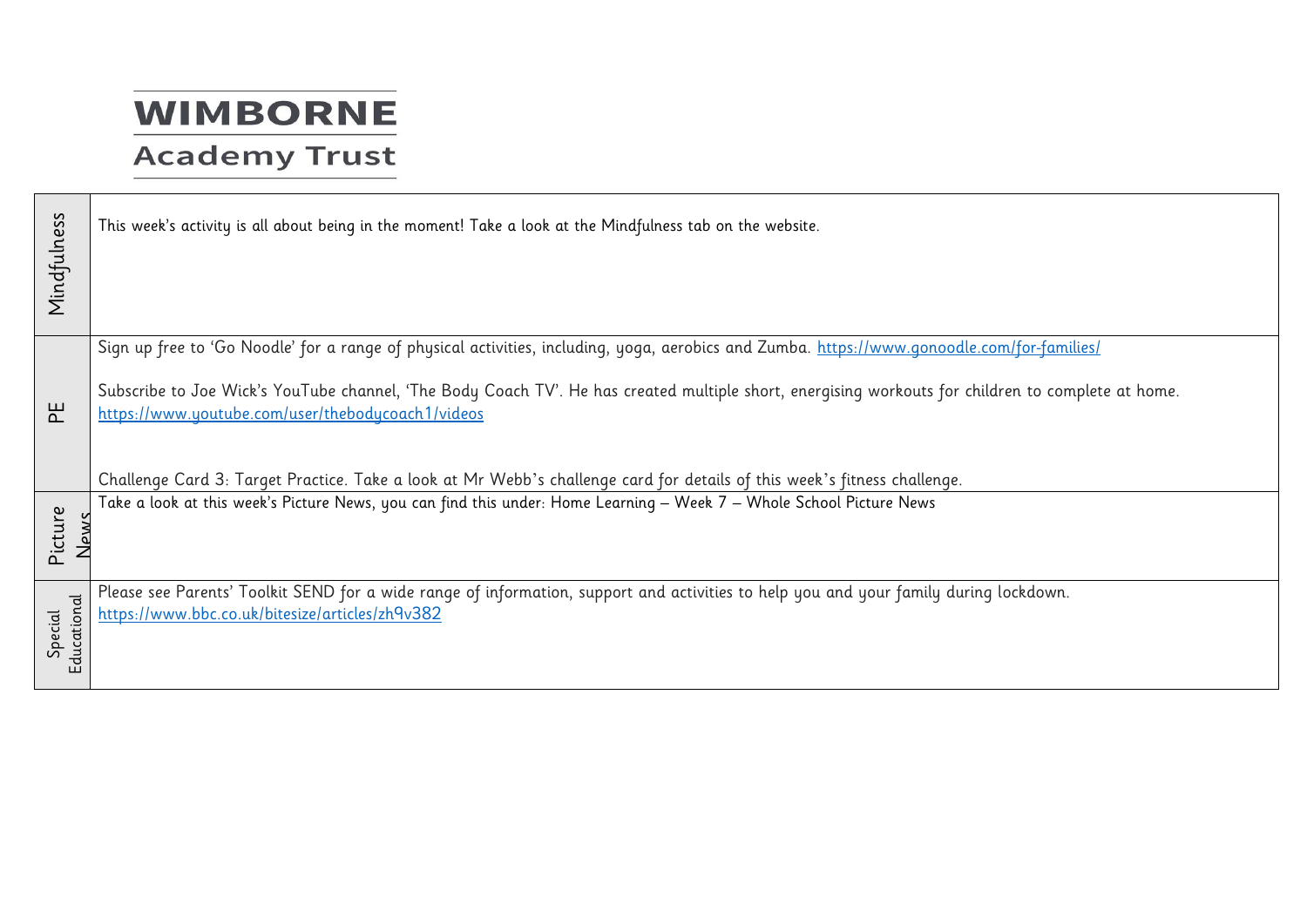**WIMBORNE**
**Academy Trust**

| | |
|---|---|
| Mindfulness | This week's activity is all about being in the moment! Take a look at the Mindfulness tab on the website. |
| PE | Sign up free to 'Go Noodle' for a range of physical activities, including, yoga, aerobics and Zumba. https://www.gonoodle.com/for-families/<br><br>Subscribe to Joe Wick's YouTube channel, 'The Body Coach TV'. He has created multiple short, energising workouts for children to complete at home. https://www.youtube.com/user/thebodycoach1/videos<br><br>Challenge Card 3: Target Practice. Take a look at Mr Webb's challenge card for details of this week's fitness challenge. |
| Picture News | Take a look at this week's Picture News, you can find this under: Home Learning – Week 7 – Whole School Picture News |
| Special Educational | Please see Parents' Toolkit SEND for a wide range of information, support and activities to help you and your family during lockdown. https://www.bbc.co.uk/bitesize/articles/zh9v382 |